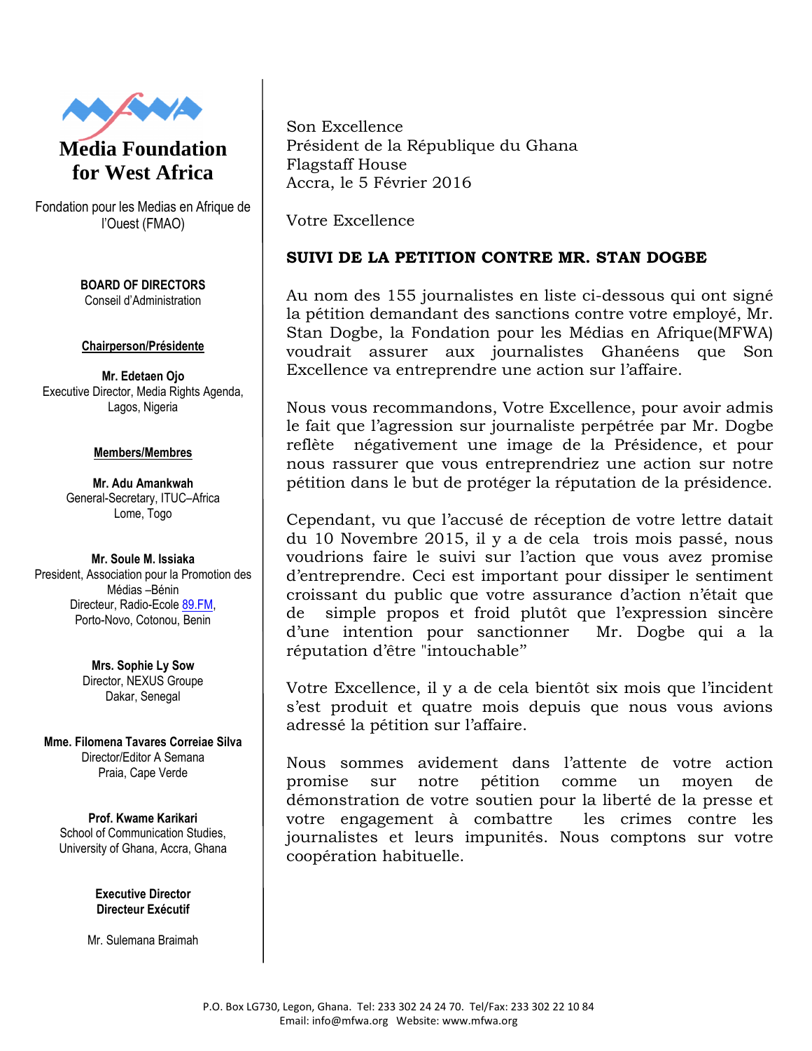# Media Foundation for West Africa

Fondation pour les Medias en Afrique de l'Ouest (FMAO)

**BOARD OF DIRECTORS**
Conseil d'Administration

**Chairperson/Présidente**

**Mr. Edetaen Ojo**
Executive Director, Media Rights Agenda, Lagos, Nigeria

**Members/Membres**

**Mr. Adu Amankwah**
General-Secretary, ITUC–Africa
Lome, Togo

**Mr. Soule M. Issiaka**
President, Association pour la Promotion des Médias –Bénin
Directeur, Radio-Ecole 89.FM,
Porto-Novo, Cotonou, Benin

**Mrs. Sophie Ly Sow**
Director, NEXUS Groupe
Dakar, Senegal

**Mme. Filomena Tavares Correiae Silva**
Director/Editor A Semana
Praia, Cape Verde

**Prof. Kwame Karikari**
School of Communication Studies, University of Ghana, Accra, Ghana

**Executive Director**
**Directeur Exécutif**

Mr. Sulemana Braimah

---

Son Excellence
Président de la République du Ghana
Flagstaff House
Accra, le 5 Février 2016

Votre Excellence

**SUIVI DE LA PETITION CONTRE MR. STAN DOGBE**

Au nom des 155 journalistes en liste ci-dessous qui ont signé la pétition demandant des sanctions contre votre employé, Mr. Stan Dogbe, la Fondation pour les Médias en Afrique(MFWA) voudrait assurer aux journalistes Ghanéens que Son Excellence va entreprendre une action sur l'affaire.

Nous vous recommandons, Votre Excellence, pour avoir admis le fait que l'agression sur journaliste perpétrée par Mr. Dogbe reflète négativement une image de la Présidence, et pour nous rassurer que vous entreprendriez une action sur notre pétition dans le but de protéger la réputation de la présidence.

Cependant, vu que l'accusé de réception de votre lettre datait du 10 Novembre 2015, il y a de cela trois mois passé, nous voudrions faire le suivi sur l'action que vous avez promise d'entreprendre. Ceci est important pour dissiper le sentiment croissant du public que votre assurance d'action n'était que de simple propos et froid plutôt que l'expression sincère d'une intention pour sanctionner Mr. Dogbe qui a la réputation d'être "intouchable"

Votre Excellence, il y a de cela bientôt six mois que l'incident s'est produit et quatre mois depuis que nous vous avions adressé la pétition sur l'affaire.

Nous sommes avidement dans l'attente de votre action promise sur notre pétition comme un moyen de démonstration de votre soutien pour la liberté de la presse et votre engagement à combattre les crimes contre les journalistes et leurs impunités. Nous comptons sur votre coopération habituelle.

P.O. Box LG730, Legon, Ghana. Tel: 233 302 24 24 70. Tel/Fax: 233 302 22 10 84
Email: info@mfwa.org Website: www.mfwa.org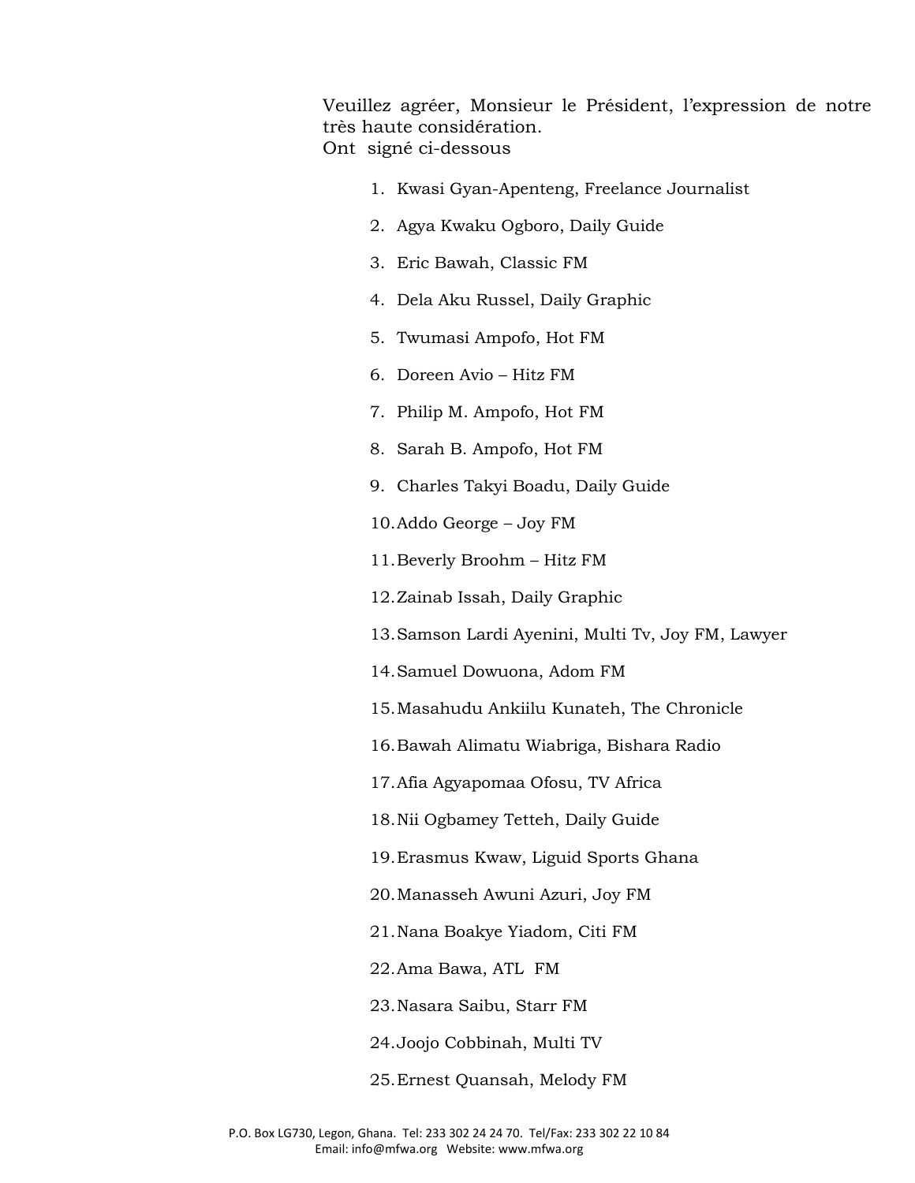Veuillez agréer, Monsieur le Président, l'expression de notre très haute considération.
Ont signé ci-dessous

1. Kwasi Gyan-Apenteng, Freelance Journalist
2. Agya Kwaku Ogboro, Daily Guide
3. Eric Bawah, Classic FM
4. Dela Aku Russel, Daily Graphic
5. Twumasi Ampofo, Hot FM
6. Doreen Avio – Hitz FM
7. Philip M. Ampofo, Hot FM
8. Sarah B. Ampofo, Hot FM
9. Charles Takyi Boadu, Daily Guide
10. Addo George – Joy FM
11. Beverly Broohm – Hitz FM
12. Zainab Issah, Daily Graphic
13. Samson Lardi Ayenini, Multi Tv, Joy FM, Lawyer
14. Samuel Dowuona, Adom FM
15. Masahudu Ankiilu Kunateh, The Chronicle
16. Bawah Alimatu Wiabriga, Bishara Radio
17. Afia Agyapomaa Ofosu, TV Africa
18. Nii Ogbamey Tetteh, Daily Guide
19. Erasmus Kwaw, Liguid Sports Ghana
20. Manasseh Awuni Azuri, Joy FM
21. Nana Boakye Yiadom, Citi FM
22. Ama Bawa, ATL FM
23. Nasara Saibu, Starr FM
24. Joojo Cobbinah, Multi TV
25. Ernest Quansah, Melody FM

P.O. Box LG730, Legon, Ghana. Tel: 233 302 24 24 70. Tel/Fax: 233 302 22 10 84
Email: info@mfwa.org Website: www.mfwa.org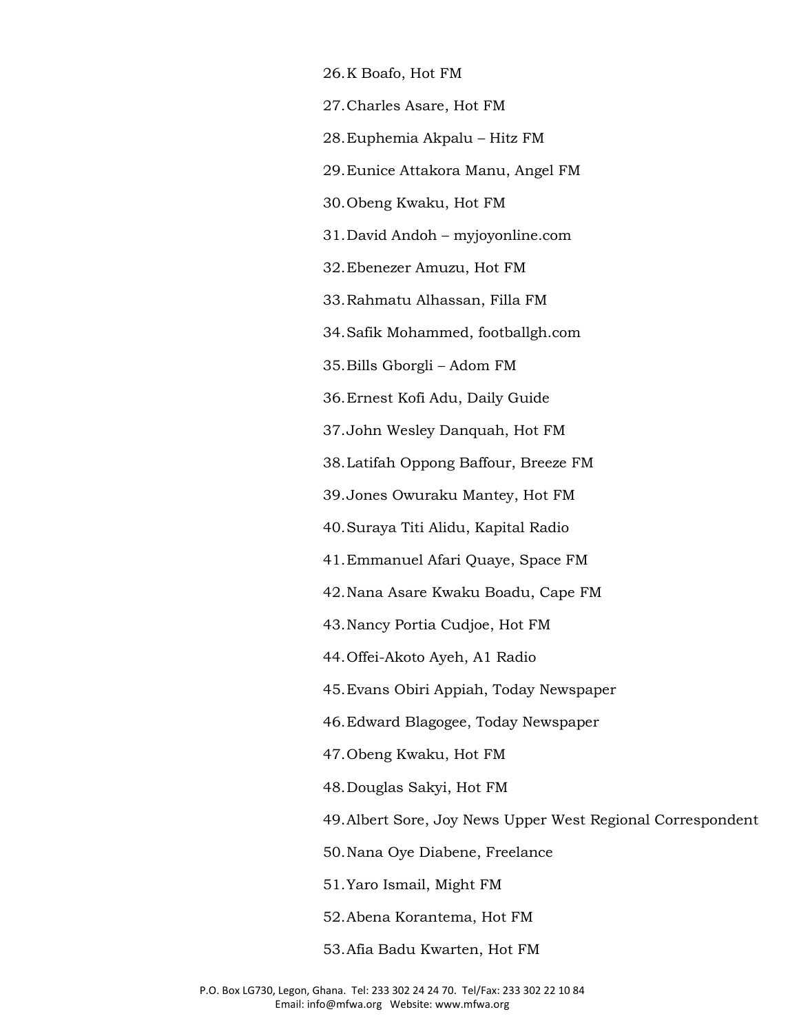26. K Boafo, Hot FM
27. Charles Asare, Hot FM
28. Euphemia Akpalu – Hitz FM
29. Eunice Attakora Manu, Angel FM
30. Obeng Kwaku, Hot FM
31. David Andoh – myjoyonline.com
32. Ebenezer Amuzu, Hot FM
33. Rahmatu Alhassan, Filla FM
34. Safik Mohammed, footballgh.com
35. Bills Gborgli – Adom FM
36. Ernest Kofi Adu, Daily Guide
37. John Wesley Danquah, Hot FM
38. Latifah Oppong Baffour, Breeze FM
39. Jones Owuraku Mantey, Hot FM
40. Suraya Titi Alidu, Kapital Radio
41. Emmanuel Afari Quaye, Space FM
42. Nana Asare Kwaku Boadu, Cape FM
43. Nancy Portia Cudjoe, Hot FM
44. Offei-Akoto Ayeh, A1 Radio
45. Evans Obiri Appiah, Today Newspaper
46. Edward Blagogee, Today Newspaper
47. Obeng Kwaku, Hot FM
48. Douglas Sakyi, Hot FM
49. Albert Sore, Joy News Upper West Regional Correspondent
50. Nana Oye Diabene, Freelance
51. Yaro Ismail, Might FM
52. Abena Korantema, Hot FM
53. Afia Badu Kwarten, Hot FM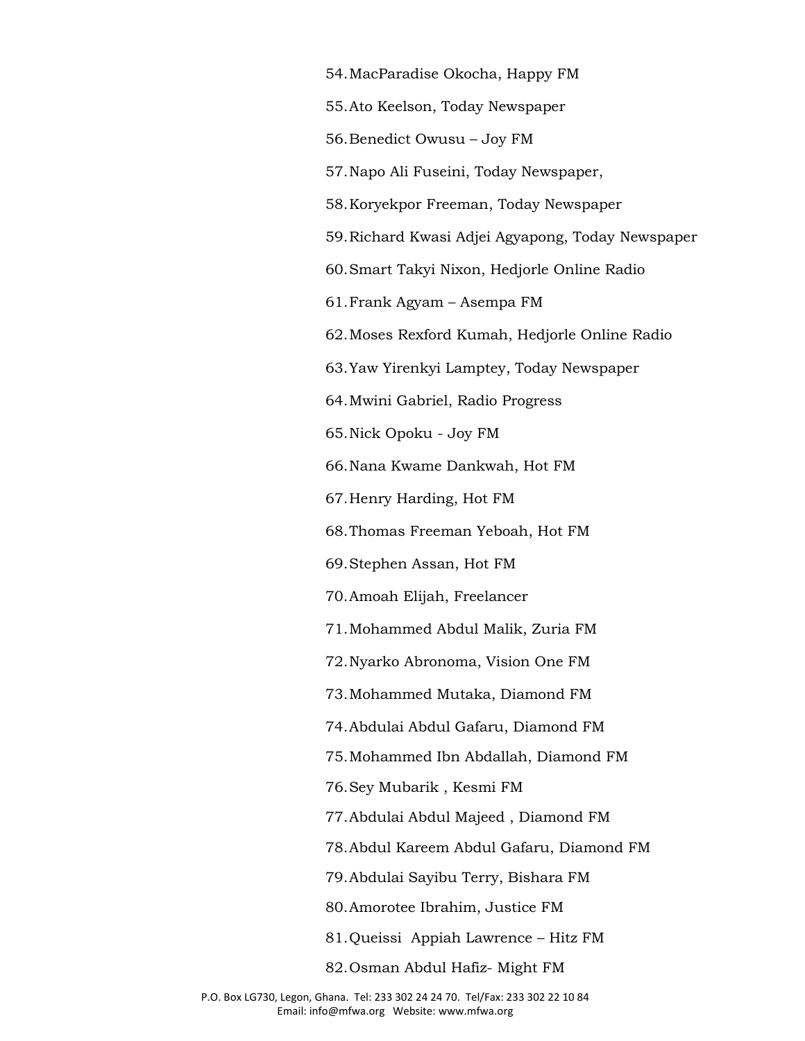54. MacParadise Okocha, Happy FM
55. Ato Keelson, Today Newspaper
56. Benedict Owusu – Joy FM
57. Napo Ali Fuseini, Today Newspaper,
58. Koryekpor Freeman, Today Newspaper
59. Richard Kwasi Adjei Agyapong, Today Newspaper
60. Smart Takyi Nixon, Hedjorle Online Radio
61. Frank Agyam – Asempa FM
62. Moses Rexford Kumah, Hedjorle Online Radio
63. Yaw Yirenkyi Lamptey, Today Newspaper
64. Mwini Gabriel, Radio Progress
65. Nick Opoku - Joy FM
66. Nana Kwame Dankwah, Hot FM
67. Henry Harding, Hot FM
68. Thomas Freeman Yeboah, Hot FM
69. Stephen Assan, Hot FM
70. Amoah Elijah, Freelancer
71. Mohammed Abdul Malik, Zuria FM
72. Nyarko Abronoma, Vision One FM
73. Mohammed Mutaka, Diamond FM
74. Abdulai Abdul Gafaru, Diamond FM
75. Mohammed Ibn Abdallah, Diamond FM
76. Sey Mubarik , Kesmi FM
77. Abdulai Abdul Majeed , Diamond FM
78. Abdul Kareem Abdul Gafaru, Diamond FM
79. Abdulai Sayibu Terry, Bishara FM
80. Amorotee Ibrahim, Justice FM
81. Queissi Appiah Lawrence – Hitz FM
82. Osman Abdul Hafiz- Might FM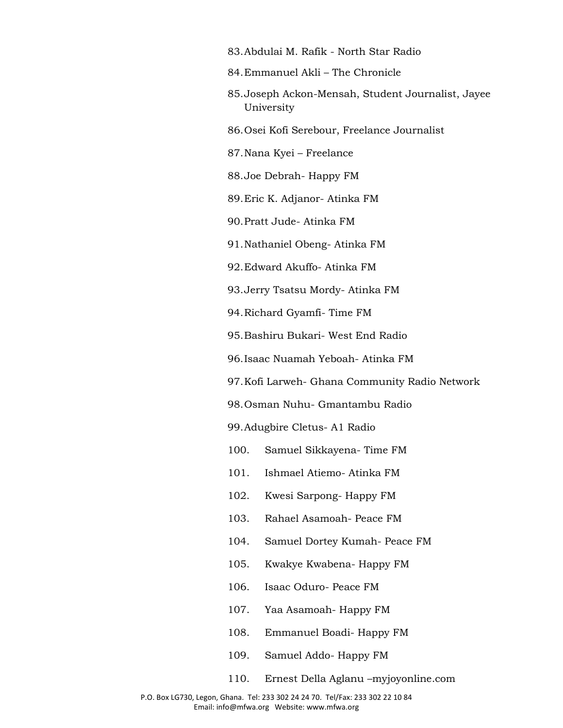83. Abdulai M. Rafik - North Star Radio
84. Emmanuel Akli – The Chronicle
85. Joseph Ackon-Mensah, Student Journalist, Jayee University
86. Osei Kofi Serebour, Freelance Journalist
87. Nana Kyei – Freelance
88. Joe Debrah- Happy FM
89. Eric K. Adjanor- Atinka FM
90. Pratt Jude- Atinka FM
91. Nathaniel Obeng- Atinka FM
92. Edward Akuffo- Atinka FM
93. Jerry Tsatsu Mordy- Atinka FM
94. Richard Gyamfi- Time FM
95. Bashiru Bukari- West End Radio
96. Isaac Nuamah Yeboah- Atinka FM
97. Kofi Larweh- Ghana Community Radio Network
98. Osman Nuhu- Gmantambu Radio
99. Adugbire Cletus- A1 Radio
100. Samuel Sikkayena- Time FM
101. Ishmael Atiemo- Atinka FM
102. Kwesi Sarpong- Happy FM
103. Rahael Asamoah- Peace FM
104. Samuel Dortey Kumah- Peace FM
105. Kwakye Kwabena- Happy FM
106. Isaac Oduro- Peace FM
107. Yaa Asamoah- Happy FM
108. Emmanuel Boadi- Happy FM
109. Samuel Addo- Happy FM
110. Ernest Della Aglanu –myjoyonline.com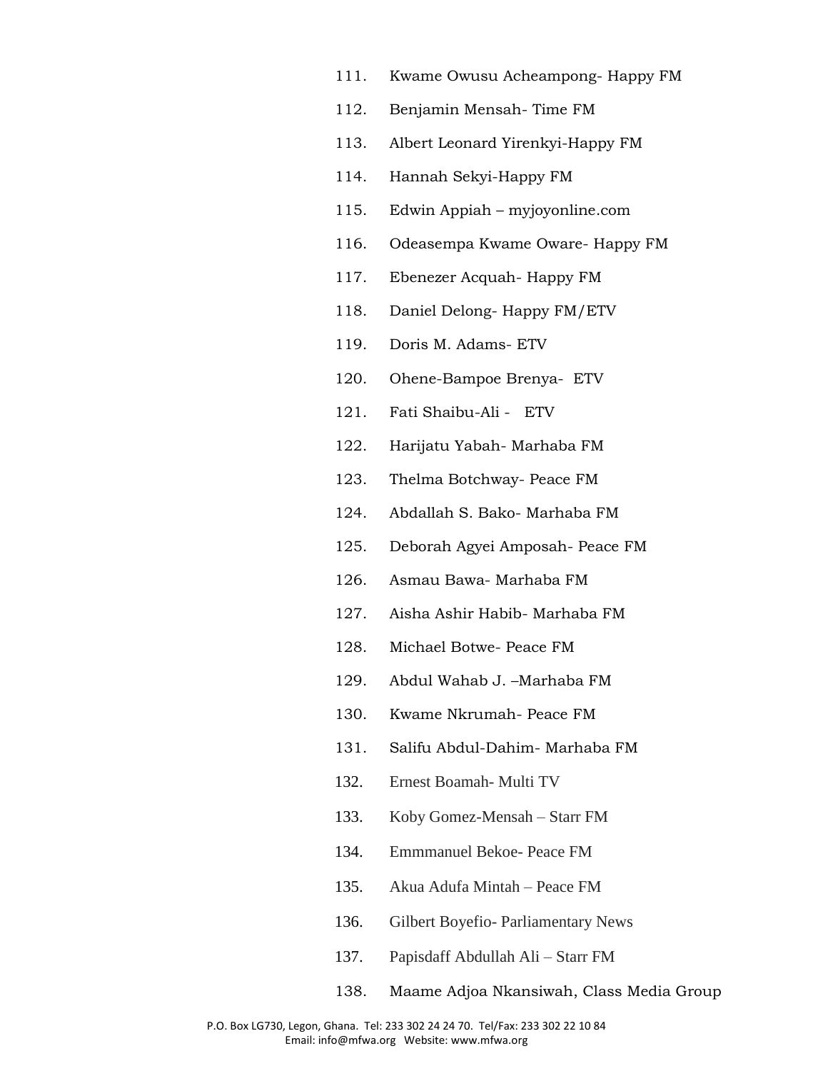111. Kwame Owusu Acheampong- Happy FM
112. Benjamin Mensah- Time FM
113. Albert Leonard Yirenkyi-Happy FM
114. Hannah Sekyi-Happy FM
115. Edwin Appiah – myjoyonline.com
116. Odeasempa Kwame Oware- Happy FM
117. Ebenezer Acquah- Happy FM
118. Daniel Delong- Happy FM/ETV
119. Doris M. Adams- ETV
120. Ohene-Bampoe Brenya- ETV
121. Fati Shaibu-Ali - ETV
122. Harijatu Yabah- Marhaba FM
123. Thelma Botchway- Peace FM
124. Abdallah S. Bako- Marhaba FM
125. Deborah Agyei Amposah- Peace FM
126. Asmau Bawa- Marhaba FM
127. Aisha Ashir Habib- Marhaba FM
128. Michael Botwe- Peace FM
129. Abdul Wahab J. –Marhaba FM
130. Kwame Nkrumah- Peace FM
131. Salifu Abdul-Dahim- Marhaba FM
132. Ernest Boamah- Multi TV
133. Koby Gomez-Mensah – Starr FM
134. Emmmanuel Bekoe- Peace FM
135. Akua Adufa Mintah – Peace FM
136. Gilbert Boyefio- Parliamentary News
137. Papisdaff Abdullah Ali – Starr FM
138. Maame Adjoa Nkansiwah, Class Media Group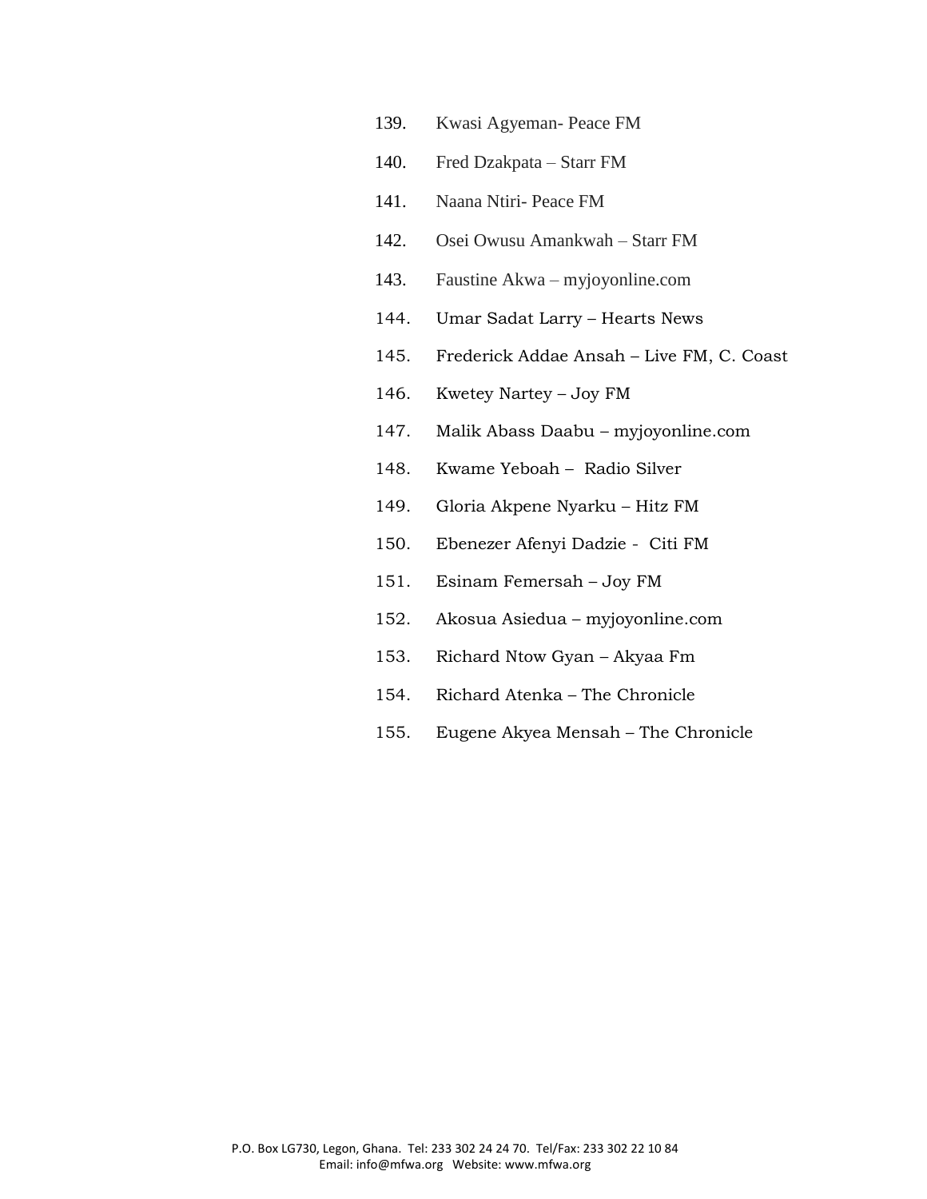139. Kwasi Agyeman- Peace FM
140. Fred Dzakpata – Starr FM
141. Naana Ntiri- Peace FM
142. Osei Owusu Amankwah – Starr FM
143. Faustine Akwa – myjoyonline.com
144. Umar Sadat Larry – Hearts News
145. Frederick Addae Ansah – Live FM, C. Coast
146. Kwetey Nartey – Joy FM
147. Malik Abass Daabu – myjoyonline.com
148. Kwame Yeboah – Radio Silver
149. Gloria Akpene Nyarku – Hitz FM
150. Ebenezer Afenyi Dadzie - Citi FM
151. Esinam Femersah – Joy FM
152. Akosua Asiedua – myjoyonline.com
153. Richard Ntow Gyan – Akyaa Fm
154. Richard Atenka – The Chronicle
155. Eugene Akyea Mensah – The Chronicle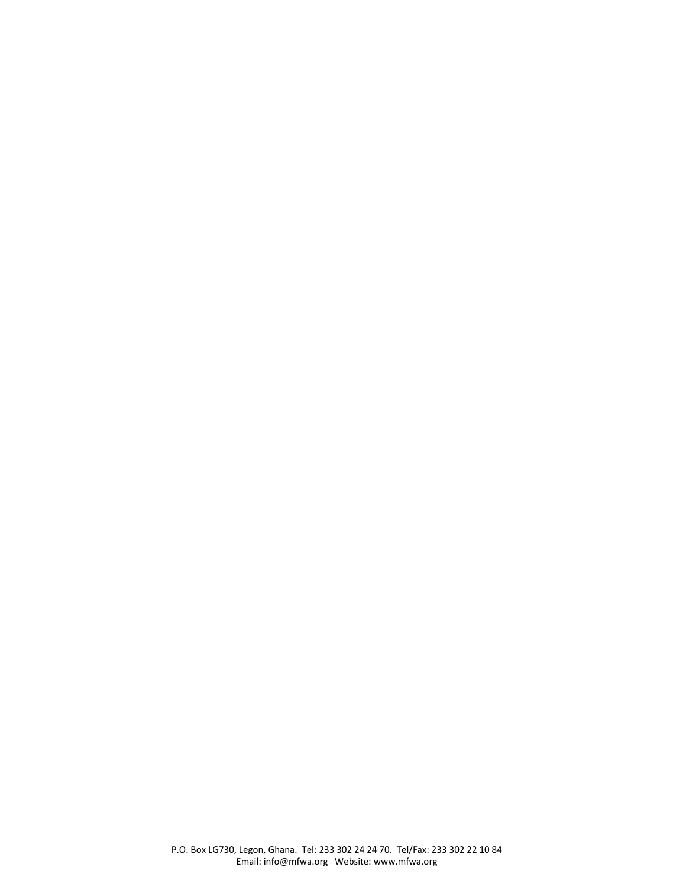P.O. Box LG730, Legon, Ghana. Tel: 233 302 24 24 70. Tel/Fax: 233 302 22 10 84
Email: info@mfwa.org Website: www.mfwa.org